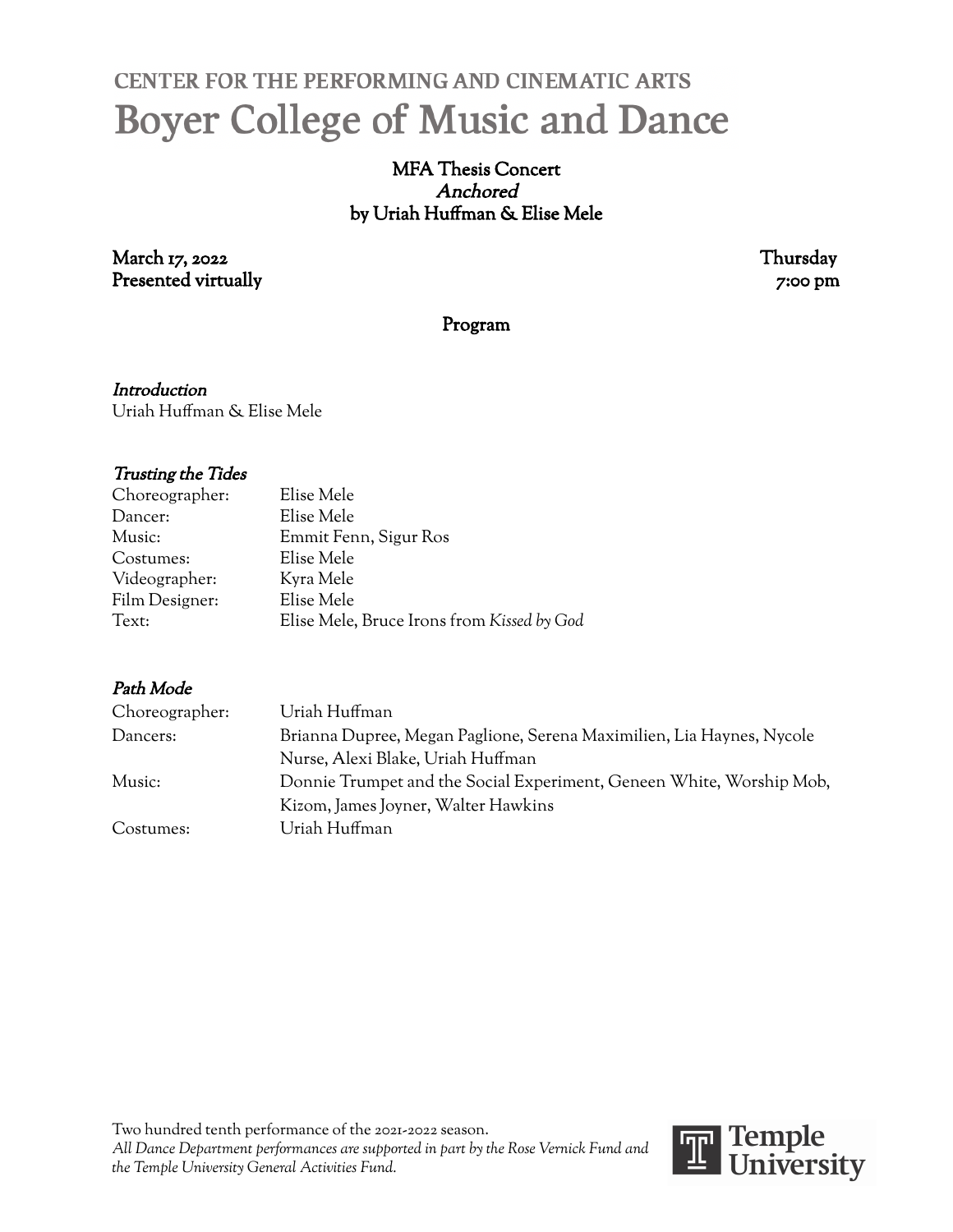CENTER FOR THE PERFORMING AND CINEMATIC ARTS

# Boyer College of Music and Dance

**MFA Thesis Concert**
***Anchored***
**by Uriah Huffman & Elise Mele**

**March 17, 2022** — **Thursday**
**Presented virtually** — **7:00 pm**

## Program

***Introduction***
Uriah Huffman & Elise Mele

***Trusting the Tides***

| | |
|---|---|
| Choreographer: | Elise Mele |
| Dancer: | Elise Mele |
| Music: | Emmit Fenn, Sigur Ros |
| Costumes: | Elise Mele |
| Videographer: | Kyra Mele |
| Film Designer: | Elise Mele |
| Text: | Elise Mele, Bruce Irons from *Kissed by God* |

***Path Mode***

| | |
|---|---|
| Choreographer: | Uriah Huffman |
| Dancers: | Brianna Dupree, Megan Paglione, Serena Maximilien, Lia Haynes, Nycole Nurse, Alexi Blake, Uriah Huffman |
| Music: | Donnie Trumpet and the Social Experiment, Geneen White, Worship Mob, Kizom, James Joyner, Walter Hawkins |
| Costumes: | Uriah Huffman |

Two hundred tenth performance of the 2021-2022 season.
*All Dance Department performances are supported in part by the Rose Vernick Fund and the Temple University General Activities Fund.*

Temple University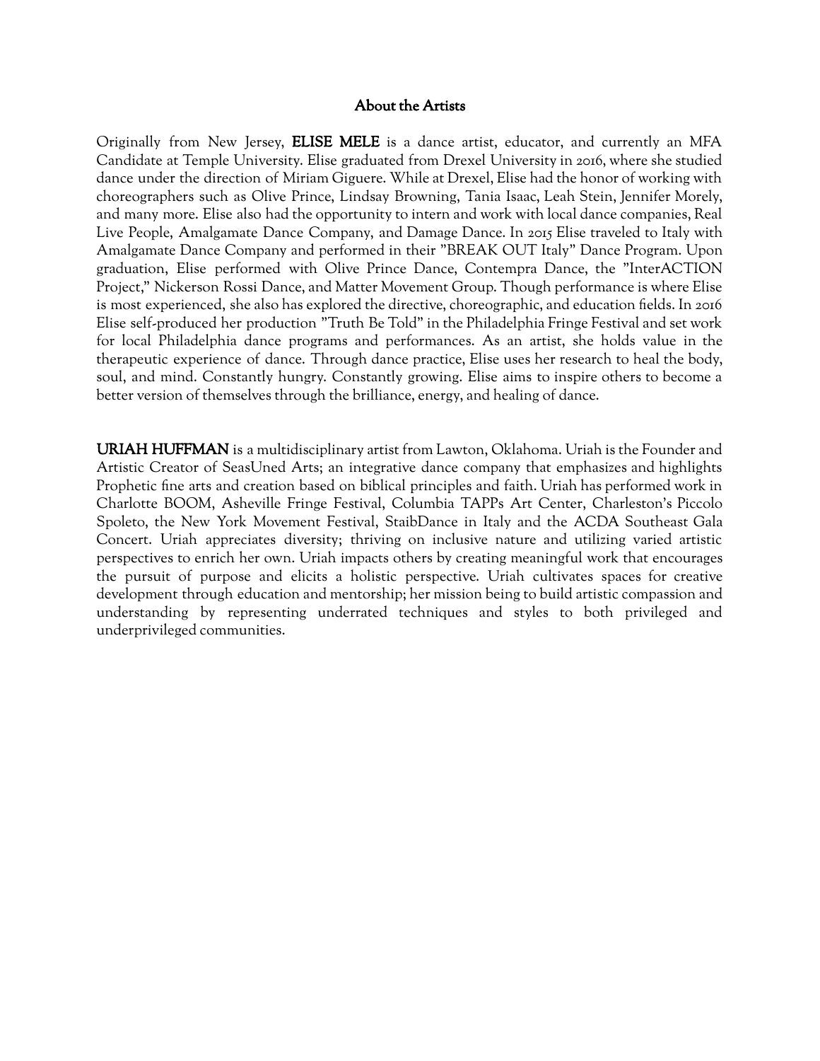## About the Artists

Originally from New Jersey, **ELISE MELE** is a dance artist, educator, and currently an MFA Candidate at Temple University. Elise graduated from Drexel University in 2016, where she studied dance under the direction of Miriam Giguere. While at Drexel, Elise had the honor of working with choreographers such as Olive Prince, Lindsay Browning, Tania Isaac, Leah Stein, Jennifer Morely, and many more. Elise also had the opportunity to intern and work with local dance companies, Real Live People, Amalgamate Dance Company, and Damage Dance. In 2015 Elise traveled to Italy with Amalgamate Dance Company and performed in their "BREAK OUT Italy" Dance Program. Upon graduation, Elise performed with Olive Prince Dance, Contempra Dance, the "InterACTION Project," Nickerson Rossi Dance, and Matter Movement Group. Though performance is where Elise is most experienced, she also has explored the directive, choreographic, and education fields. In 2016 Elise self-produced her production "Truth Be Told" in the Philadelphia Fringe Festival and set work for local Philadelphia dance programs and performances. As an artist, she holds value in the therapeutic experience of dance. Through dance practice, Elise uses her research to heal the body, soul, and mind. Constantly hungry. Constantly growing. Elise aims to inspire others to become a better version of themselves through the brilliance, energy, and healing of dance.

**URIAH HUFFMAN** is a multidisciplinary artist from Lawton, Oklahoma. Uriah is the Founder and Artistic Creator of SeasUned Arts; an integrative dance company that emphasizes and highlights Prophetic fine arts and creation based on biblical principles and faith. Uriah has performed work in Charlotte BOOM, Asheville Fringe Festival, Columbia TAPPs Art Center, Charleston's Piccolo Spoleto, the New York Movement Festival, StaibDance in Italy and the ACDA Southeast Gala Concert. Uriah appreciates diversity; thriving on inclusive nature and utilizing varied artistic perspectives to enrich her own. Uriah impacts others by creating meaningful work that encourages the pursuit of purpose and elicits a holistic perspective. Uriah cultivates spaces for creative development through education and mentorship; her mission being to build artistic compassion and understanding by representing underrated techniques and styles to both privileged and underprivileged communities.